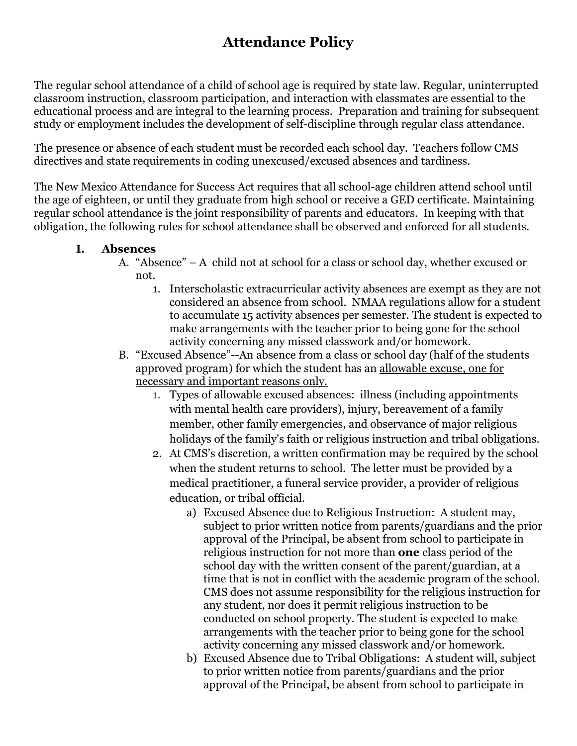# Attendance Policy

The regular school attendance of a child of school age is required by state law. Regular, uninterrupted classroom instruction, classroom participation, and interaction with classmates are essential to the educational process and are integral to the learning process. Preparation and training for subsequent study or employment includes the development of self-discipline through regular class attendance.

The presence or absence of each student must be recorded each school day. Teachers follow CMS directives and state requirements in coding unexcused/excused absences and tardiness.

The New Mexico Attendance for Success Act requires that all school-age children attend school until the age of eighteen, or until they graduate from high school or receive a GED certificate. Maintaining regular school attendance is the joint responsibility of parents and educators. In keeping with that obligation, the following rules for school attendance shall be observed and enforced for all students.

## I. Absences

A. "Absence" – A child not at school for a class or school day, whether excused or not.

1. Interscholastic extracurricular activity absences are exempt as they are not considered an absence from school. NMAA regulations allow for a student to accumulate 15 activity absences per semester. The student is expected to make arrangements with the teacher prior to being gone for the school activity concerning any missed classwork and/or homework.

B. "Excused Absence"--An absence from a class or school day (half of the students approved program) for which the student has an <u>allowable excuse, one for necessary and important reasons only.</u>

1. Types of allowable excused absences: illness (including appointments with mental health care providers), injury, bereavement of a family member, other family emergencies, and observance of major religious holidays of the family's faith or religious instruction and tribal obligations.
2. At CMS's discretion, a written confirmation may be required by the school when the student returns to school. The letter must be provided by a medical practitioner, a funeral service provider, a provider of religious education, or tribal official.
   a) Excused Absence due to Religious Instruction: A student may, subject to prior written notice from parents/guardians and the prior approval of the Principal, be absent from school to participate in religious instruction for not more than **one** class period of the school day with the written consent of the parent/guardian, at a time that is not in conflict with the academic program of the school. CMS does not assume responsibility for the religious instruction for any student, nor does it permit religious instruction to be conducted on school property. The student is expected to make arrangements with the teacher prior to being gone for the school activity concerning any missed classwork and/or homework.
   b) Excused Absence due to Tribal Obligations: A student will, subject to prior written notice from parents/guardians and the prior approval of the Principal, be absent from school to participate in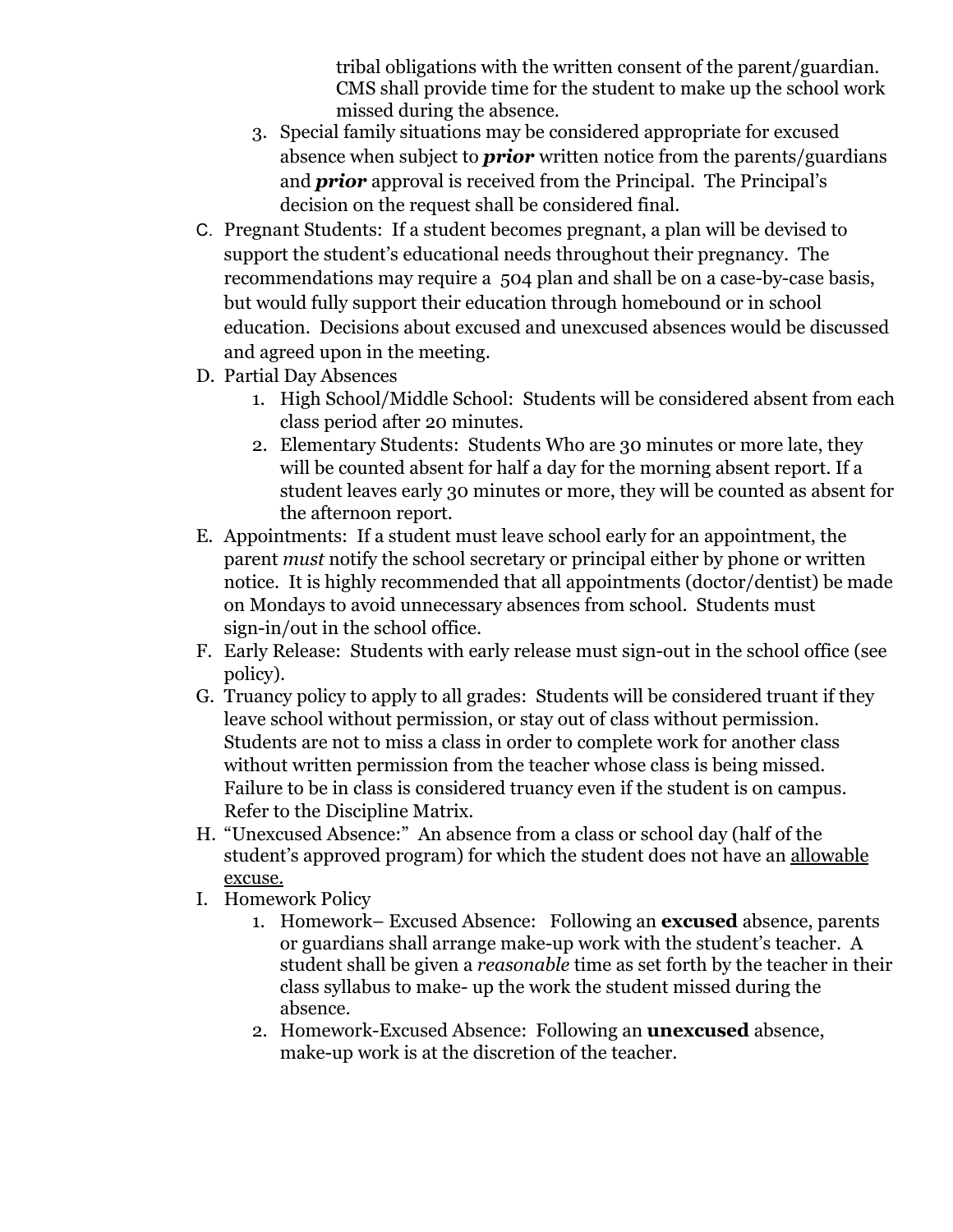tribal obligations with the written consent of the parent/guardian. CMS shall provide time for the student to make up the school work missed during the absence.

3. Special family situations may be considered appropriate for excused absence when subject to ***prior*** written notice from the parents/guardians and ***prior*** approval is received from the Principal. The Principal's decision on the request shall be considered final.

C. Pregnant Students: If a student becomes pregnant, a plan will be devised to support the student's educational needs throughout their pregnancy. The recommendations may require a 504 plan and shall be on a case-by-case basis, but would fully support their education through homebound or in school education. Decisions about excused and unexcused absences would be discussed and agreed upon in the meeting.

D. Partial Day Absences
   1. High School/Middle School: Students will be considered absent from each class period after 20 minutes.
   2. Elementary Students: Students Who are 30 minutes or more late, they will be counted absent for half a day for the morning absent report. If a student leaves early 30 minutes or more, they will be counted as absent for the afternoon report.

E. Appointments: If a student must leave school early for an appointment, the parent *must* notify the school secretary or principal either by phone or written notice. It is highly recommended that all appointments (doctor/dentist) be made on Mondays to avoid unnecessary absences from school. Students must sign-in/out in the school office.

F. Early Release: Students with early release must sign-out in the school office (see policy).

G. Truancy policy to apply to all grades: Students will be considered truant if they leave school without permission, or stay out of class without permission. Students are not to miss a class in order to complete work for another class without written permission from the teacher whose class is being missed. Failure to be in class is considered truancy even if the student is on campus. Refer to the Discipline Matrix.

H. "Unexcused Absence:" An absence from a class or school day (half of the student's approved program) for which the student does not have an allowable excuse.

I. Homework Policy
   1. Homework– Excused Absence: Following an **excused** absence, parents or guardians shall arrange make-up work with the student's teacher. A student shall be given a *reasonable* time as set forth by the teacher in their class syllabus to make- up the work the student missed during the absence.
   2. Homework-Excused Absence: Following an **unexcused** absence, make-up work is at the discretion of the teacher.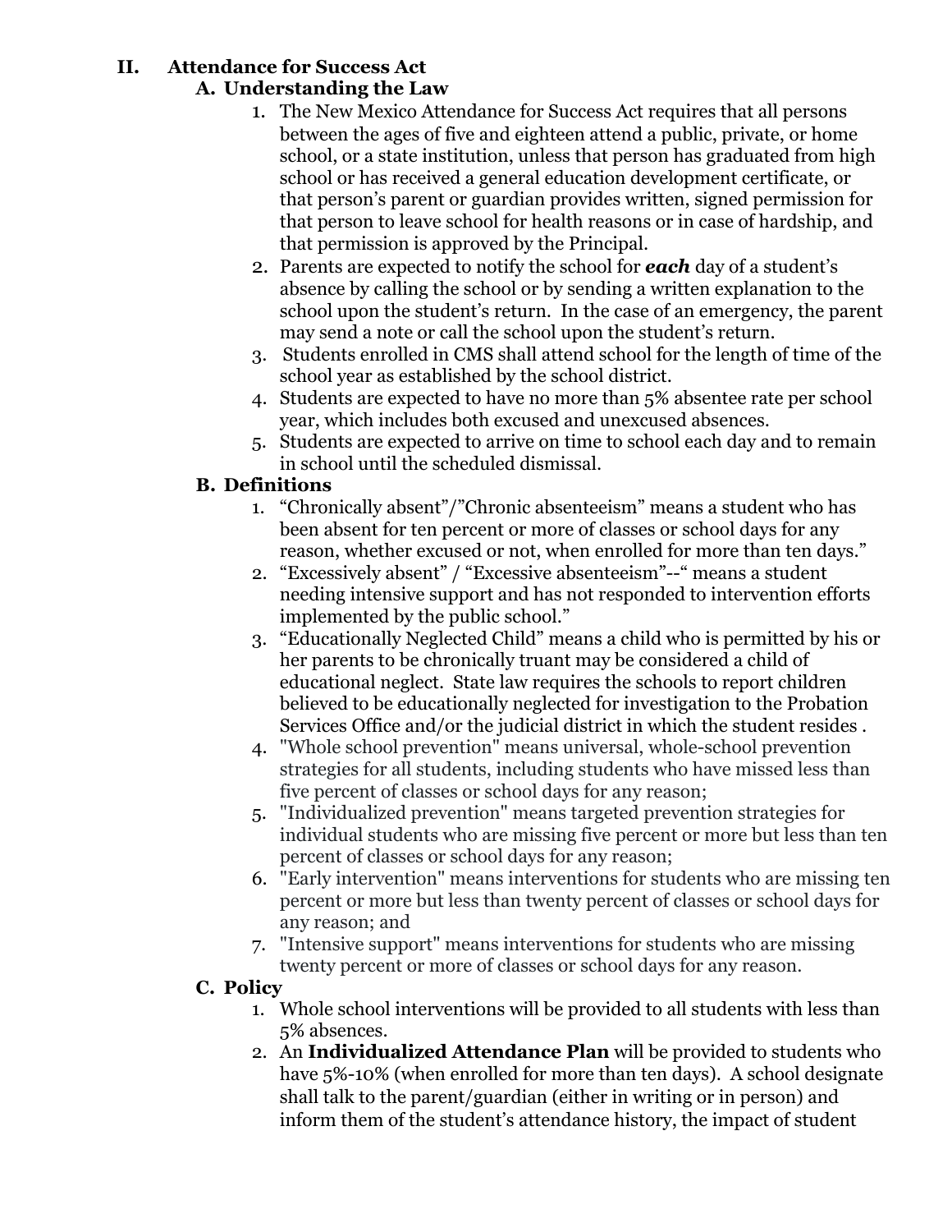## II. Attendance for Success Act

### A. Understanding the Law

1. The New Mexico Attendance for Success Act requires that all persons between the ages of five and eighteen attend a public, private, or home school, or a state institution, unless that person has graduated from high school or has received a general education development certificate, or that person's parent or guardian provides written, signed permission for that person to leave school for health reasons or in case of hardship, and that permission is approved by the Principal.
2. Parents are expected to notify the school for ***each*** day of a student's absence by calling the school or by sending a written explanation to the school upon the student's return. In the case of an emergency, the parent may send a note or call the school upon the student's return.
3. Students enrolled in CMS shall attend school for the length of time of the school year as established by the school district.
4. Students are expected to have no more than 5% absentee rate per school year, which includes both excused and unexcused absences.
5. Students are expected to arrive on time to school each day and to remain in school until the scheduled dismissal.

### B. Definitions

1. "Chronically absent"/"Chronic absenteeism" means a student who has been absent for ten percent or more of classes or school days for any reason, whether excused or not, when enrolled for more than ten days."
2. "Excessively absent" / "Excessive absenteeism"--" means a student needing intensive support and has not responded to intervention efforts implemented by the public school."
3. "Educationally Neglected Child" means a child who is permitted by his or her parents to be chronically truant may be considered a child of educational neglect. State law requires the schools to report children believed to be educationally neglected for investigation to the Probation Services Office and/or the judicial district in which the student resides .
4. "Whole school prevention" means universal, whole-school prevention strategies for all students, including students who have missed less than five percent of classes or school days for any reason;
5. "Individualized prevention" means targeted prevention strategies for individual students who are missing five percent or more but less than ten percent of classes or school days for any reason;
6. "Early intervention" means interventions for students who are missing ten percent or more but less than twenty percent of classes or school days for any reason; and
7. "Intensive support" means interventions for students who are missing twenty percent or more of classes or school days for any reason.

### C. Policy

1. Whole school interventions will be provided to all students with less than 5% absences.
2. An **Individualized Attendance Plan** will be provided to students who have 5%-10% (when enrolled for more than ten days). A school designate shall talk to the parent/guardian (either in writing or in person) and inform them of the student's attendance history, the impact of student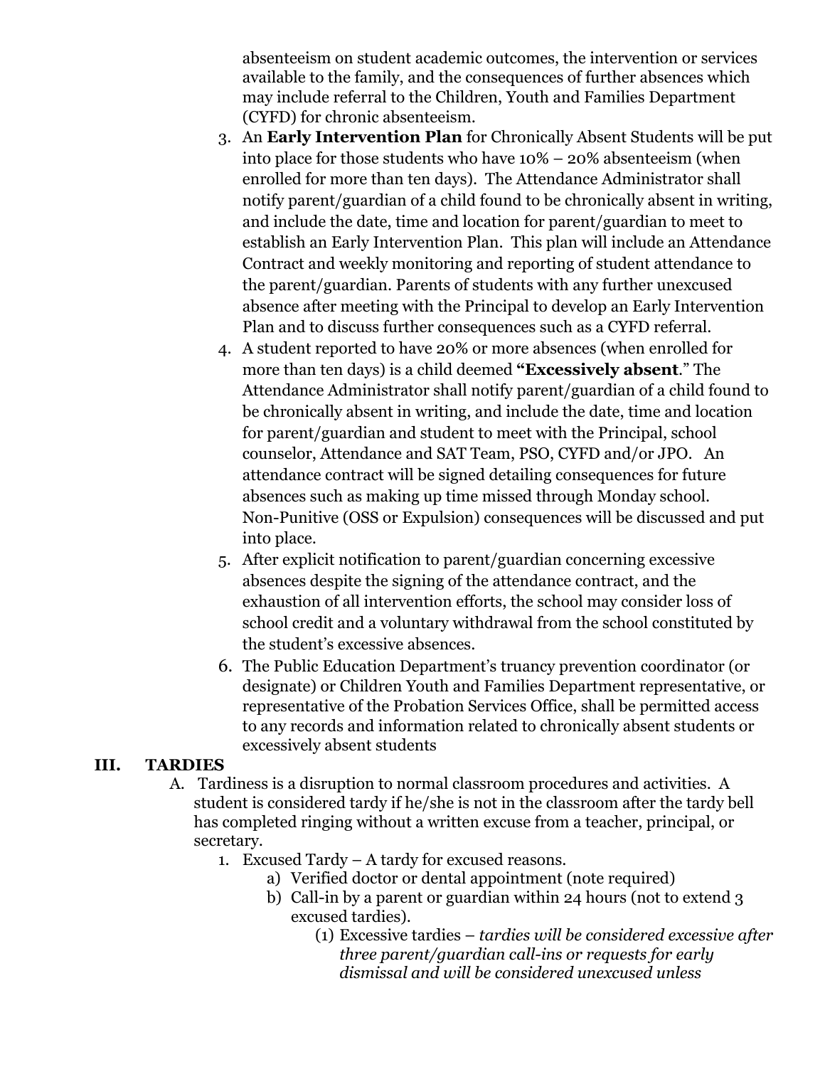absenteeism on student academic outcomes, the intervention or services available to the family, and the consequences of further absences which may include referral to the Children, Youth and Families Department (CYFD) for chronic absenteeism.

3. An **Early Intervention Plan** for Chronically Absent Students will be put into place for those students who have 10% – 20% absenteeism (when enrolled for more than ten days). The Attendance Administrator shall notify parent/guardian of a child found to be chronically absent in writing, and include the date, time and location for parent/guardian to meet to establish an Early Intervention Plan. This plan will include an Attendance Contract and weekly monitoring and reporting of student attendance to the parent/guardian. Parents of students with any further unexcused absence after meeting with the Principal to develop an Early Intervention Plan and to discuss further consequences such as a CYFD referral.
4. A student reported to have 20% or more absences (when enrolled for more than ten days) is a child deemed **"Excessively absent**." The Attendance Administrator shall notify parent/guardian of a child found to be chronically absent in writing, and include the date, time and location for parent/guardian and student to meet with the Principal, school counselor, Attendance and SAT Team, PSO, CYFD and/or JPO. An attendance contract will be signed detailing consequences for future absences such as making up time missed through Monday school. Non-Punitive (OSS or Expulsion) consequences will be discussed and put into place.
5. After explicit notification to parent/guardian concerning excessive absences despite the signing of the attendance contract, and the exhaustion of all intervention efforts, the school may consider loss of school credit and a voluntary withdrawal from the school constituted by the student's excessive absences.
6. The Public Education Department's truancy prevention coordinator (or designate) or Children Youth and Families Department representative, or representative of the Probation Services Office, shall be permitted access to any records and information related to chronically absent students or excessively absent students

## III. TARDIES

A. Tardiness is a disruption to normal classroom procedures and activities. A student is considered tardy if he/she is not in the classroom after the tardy bell has completed ringing without a written excuse from a teacher, principal, or secretary.

1. Excused Tardy – A tardy for excused reasons.
   a) Verified doctor or dental appointment (note required)
   b) Call-in by a parent or guardian within 24 hours (not to extend 3 excused tardies).
      (1) Excessive tardies – *tardies will be considered excessive after three parent/guardian call-ins or requests for early dismissal and will be considered unexcused unless*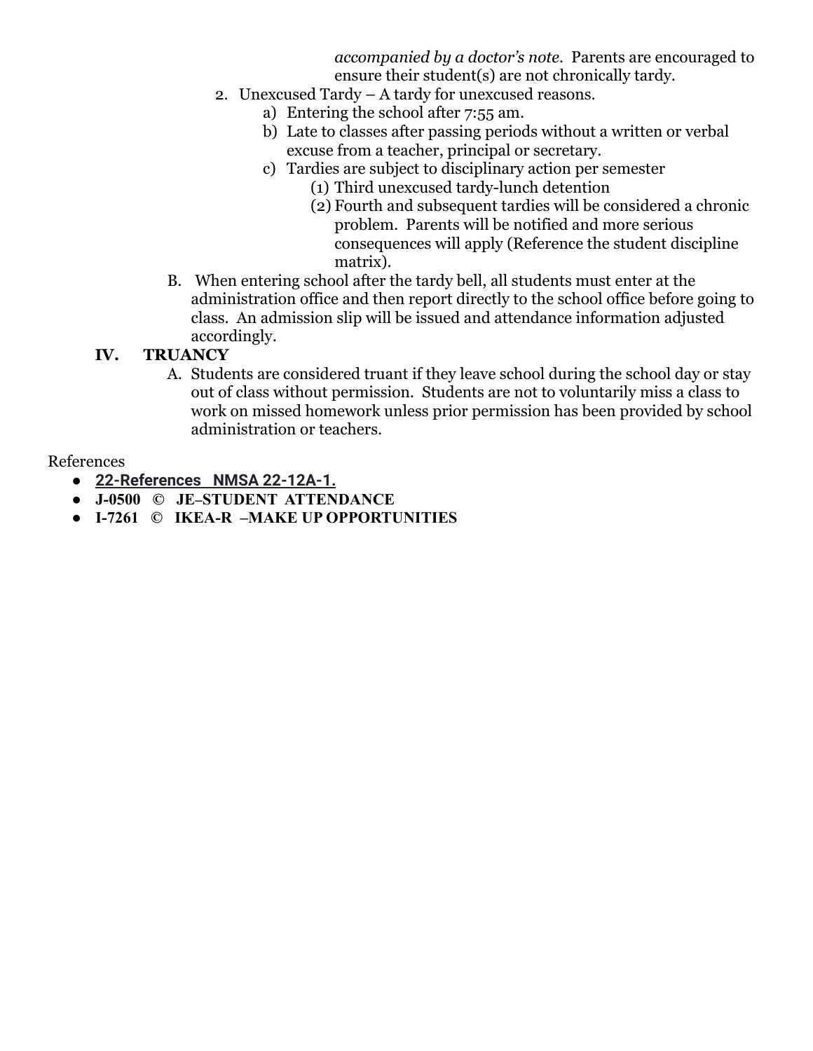*accompanied by a doctor's note*. Parents are encouraged to ensure their student(s) are not chronically tardy.

2. Unexcused Tardy – A tardy for unexcused reasons.
    a) Entering the school after 7:55 am.
    b) Late to classes after passing periods without a written or verbal excuse from a teacher, principal or secretary.
    c) Tardies are subject to disciplinary action per semester
        (1) Third unexcused tardy-lunch detention
        (2) Fourth and subsequent tardies will be considered a chronic problem. Parents will be notified and more serious consequences will apply (Reference the student discipline matrix).

B. When entering school after the tardy bell, all students must enter at the administration office and then report directly to the school office before going to class. An admission slip will be issued and attendance information adjusted accordingly.

## IV. TRUANCY

A. Students are considered truant if they leave school during the school day or stay out of class without permission. Students are not to voluntarily miss a class to work on missed homework unless prior permission has been provided by school administration or teachers.

References

- **22-References NMSA 22-12A-1.**
- **J-0500 © JE–STUDENT ATTENDANCE**
- **I-7261 © IKEA-R –MAKE UP OPPORTUNITIES**